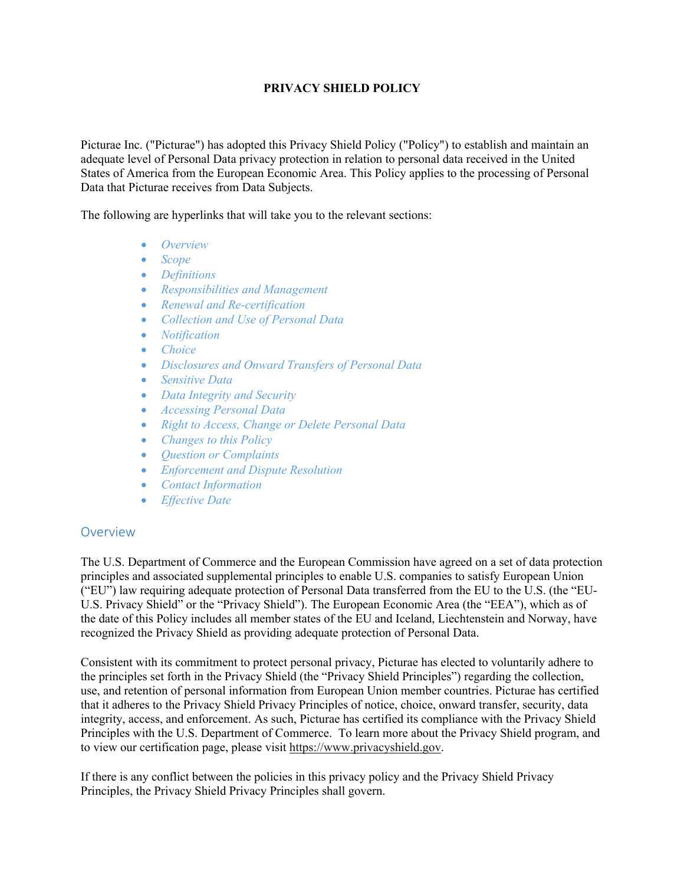**PRIVACY SHIELD POLICY**

Picturae Inc. ("Picturae") has adopted this Privacy Shield Policy ("Policy") to establish and maintain an adequate level of Personal Data privacy protection in relation to personal data received in the United States of America from the European Economic Area. This Policy applies to the processing of Personal Data that Picturae receives from Data Subjects.

The following are hyperlinks that will take you to the relevant sections:

- *Overview*
- *Scope*
- *Definitions*
- *Responsibilities and Management*
- *Renewal and Re-certification*
- *Collection and Use of Personal Data*
- *Notification*
- *Choice*
- *Disclosures and Onward Transfers of Personal Data*
- *Sensitive Data*
- *Data Integrity and Security*
- *Accessing Personal Data*
- *Right to Access, Change or Delete Personal Data*
- *Changes to this Policy*
- *Question or Complaints*
- *Enforcement and Dispute Resolution*
- *Contact Information*
- *Effective Date*

## Overview

The U.S. Department of Commerce and the European Commission have agreed on a set of data protection principles and associated supplemental principles to enable U.S. companies to satisfy European Union ("EU") law requiring adequate protection of Personal Data transferred from the EU to the U.S. (the "EU-U.S. Privacy Shield" or the "Privacy Shield"). The European Economic Area (the "EEA"), which as of the date of this Policy includes all member states of the EU and Iceland, Liechtenstein and Norway, have recognized the Privacy Shield as providing adequate protection of Personal Data.

Consistent with its commitment to protect personal privacy, Picturae has elected to voluntarily adhere to the principles set forth in the Privacy Shield (the "Privacy Shield Principles") regarding the collection, use, and retention of personal information from European Union member countries. Picturae has certified that it adheres to the Privacy Shield Privacy Principles of notice, choice, onward transfer, security, data integrity, access, and enforcement. As such, Picturae has certified its compliance with the Privacy Shield Principles with the U.S. Department of Commerce. To learn more about the Privacy Shield program, and to view our certification page, please visit https://www.privacyshield.gov.

If there is any conflict between the policies in this privacy policy and the Privacy Shield Privacy Principles, the Privacy Shield Privacy Principles shall govern.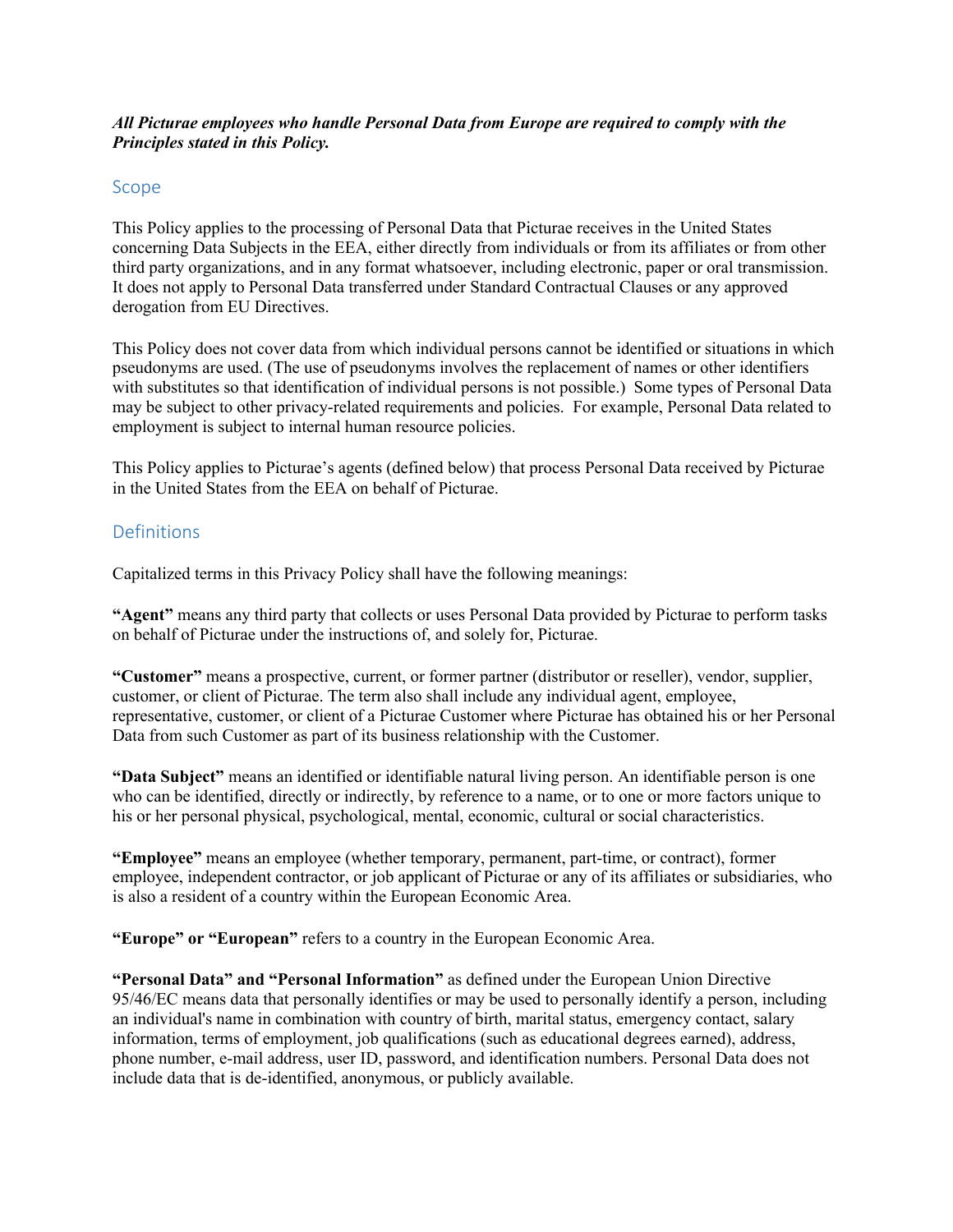***All Picturae employees who handle Personal Data from Europe are required to comply with the Principles stated in this Policy.***

## Scope

This Policy applies to the processing of Personal Data that Picturae receives in the United States concerning Data Subjects in the EEA, either directly from individuals or from its affiliates or from other third party organizations, and in any format whatsoever, including electronic, paper or oral transmission. It does not apply to Personal Data transferred under Standard Contractual Clauses or any approved derogation from EU Directives.

This Policy does not cover data from which individual persons cannot be identified or situations in which pseudonyms are used. (The use of pseudonyms involves the replacement of names or other identifiers with substitutes so that identification of individual persons is not possible.) Some types of Personal Data may be subject to other privacy-related requirements and policies. For example, Personal Data related to employment is subject to internal human resource policies.

This Policy applies to Picturae's agents (defined below) that process Personal Data received by Picturae in the United States from the EEA on behalf of Picturae.

## Definitions

Capitalized terms in this Privacy Policy shall have the following meanings:

**"Agent"** means any third party that collects or uses Personal Data provided by Picturae to perform tasks on behalf of Picturae under the instructions of, and solely for, Picturae.

**"Customer"** means a prospective, current, or former partner (distributor or reseller), vendor, supplier, customer, or client of Picturae. The term also shall include any individual agent, employee, representative, customer, or client of a Picturae Customer where Picturae has obtained his or her Personal Data from such Customer as part of its business relationship with the Customer.

**"Data Subject"** means an identified or identifiable natural living person. An identifiable person is one who can be identified, directly or indirectly, by reference to a name, or to one or more factors unique to his or her personal physical, psychological, mental, economic, cultural or social characteristics.

**"Employee"** means an employee (whether temporary, permanent, part-time, or contract), former employee, independent contractor, or job applicant of Picturae or any of its affiliates or subsidiaries, who is also a resident of a country within the European Economic Area.

**"Europe" or "European"** refers to a country in the European Economic Area.

**"Personal Data" and "Personal Information"** as defined under the European Union Directive 95/46/EC means data that personally identifies or may be used to personally identify a person, including an individual's name in combination with country of birth, marital status, emergency contact, salary information, terms of employment, job qualifications (such as educational degrees earned), address, phone number, e-mail address, user ID, password, and identification numbers. Personal Data does not include data that is de-identified, anonymous, or publicly available.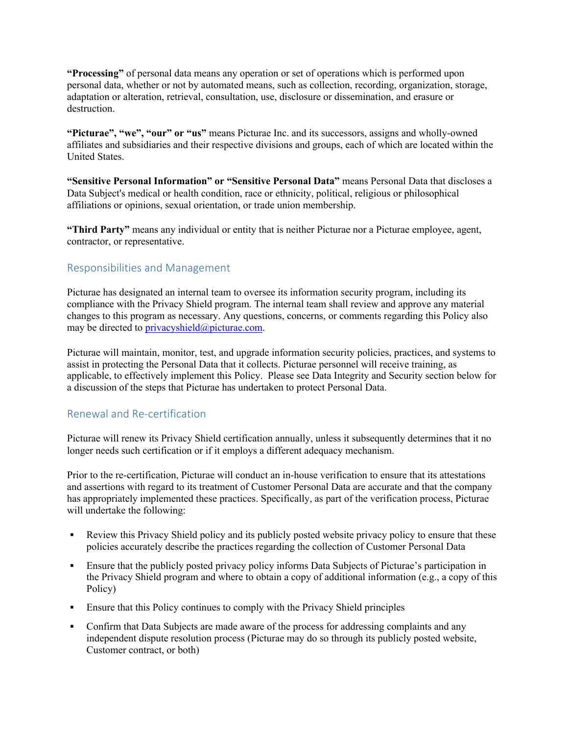**"Processing"** of personal data means any operation or set of operations which is performed upon personal data, whether or not by automated means, such as collection, recording, organization, storage, adaptation or alteration, retrieval, consultation, use, disclosure or dissemination, and erasure or destruction.

**"Picturae", "we", "our" or "us"** means Picturae Inc. and its successors, assigns and wholly-owned affiliates and subsidiaries and their respective divisions and groups, each of which are located within the United States.

**"Sensitive Personal Information" or "Sensitive Personal Data"** means Personal Data that discloses a Data Subject's medical or health condition, race or ethnicity, political, religious or philosophical affiliations or opinions, sexual orientation, or trade union membership.

**"Third Party"** means any individual or entity that is neither Picturae nor a Picturae employee, agent, contractor, or representative.

## Responsibilities and Management

Picturae has designated an internal team to oversee its information security program, including its compliance with the Privacy Shield program. The internal team shall review and approve any material changes to this program as necessary. Any questions, concerns, or comments regarding this Policy also may be directed to privacyshield@picturae.com.

Picturae will maintain, monitor, test, and upgrade information security policies, practices, and systems to assist in protecting the Personal Data that it collects. Picturae personnel will receive training, as applicable, to effectively implement this Policy. Please see Data Integrity and Security section below for a discussion of the steps that Picturae has undertaken to protect Personal Data.

## Renewal and Re-certification

Picturae will renew its Privacy Shield certification annually, unless it subsequently determines that it no longer needs such certification or if it employs a different adequacy mechanism.

Prior to the re-certification, Picturae will conduct an in-house verification to ensure that its attestations and assertions with regard to its treatment of Customer Personal Data are accurate and that the company has appropriately implemented these practices. Specifically, as part of the verification process, Picturae will undertake the following:

- Review this Privacy Shield policy and its publicly posted website privacy policy to ensure that these policies accurately describe the practices regarding the collection of Customer Personal Data
- Ensure that the publicly posted privacy policy informs Data Subjects of Picturae's participation in the Privacy Shield program and where to obtain a copy of additional information (e.g., a copy of this Policy)
- Ensure that this Policy continues to comply with the Privacy Shield principles
- Confirm that Data Subjects are made aware of the process for addressing complaints and any independent dispute resolution process (Picturae may do so through its publicly posted website, Customer contract, or both)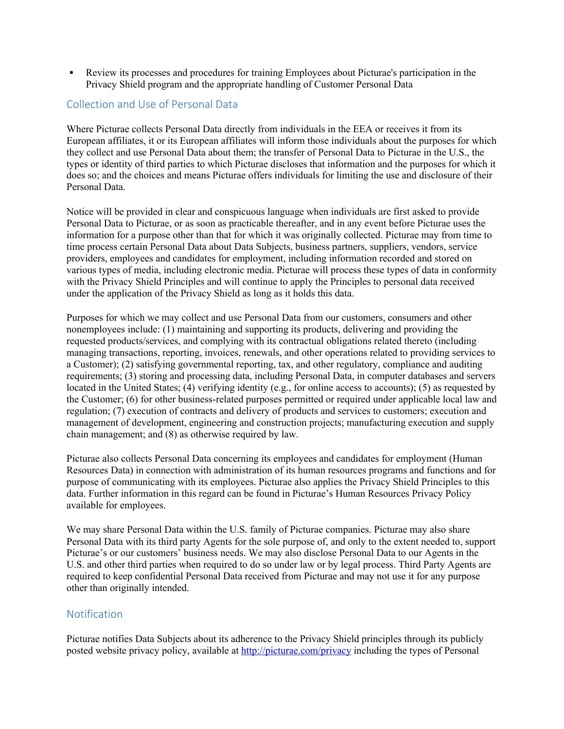- Review its processes and procedures for training Employees about Picturae's participation in the Privacy Shield program and the appropriate handling of Customer Personal Data

## Collection and Use of Personal Data

Where Picturae collects Personal Data directly from individuals in the EEA or receives it from its European affiliates, it or its European affiliates will inform those individuals about the purposes for which they collect and use Personal Data about them; the transfer of Personal Data to Picturae in the U.S., the types or identity of third parties to which Picturae discloses that information and the purposes for which it does so; and the choices and means Picturae offers individuals for limiting the use and disclosure of their Personal Data.

Notice will be provided in clear and conspicuous language when individuals are first asked to provide Personal Data to Picturae, or as soon as practicable thereafter, and in any event before Picturae uses the information for a purpose other than that for which it was originally collected. Picturae may from time to time process certain Personal Data about Data Subjects, business partners, suppliers, vendors, service providers, employees and candidates for employment, including information recorded and stored on various types of media, including electronic media. Picturae will process these types of data in conformity with the Privacy Shield Principles and will continue to apply the Principles to personal data received under the application of the Privacy Shield as long as it holds this data.

Purposes for which we may collect and use Personal Data from our customers, consumers and other nonemployees include: (1) maintaining and supporting its products, delivering and providing the requested products/services, and complying with its contractual obligations related thereto (including managing transactions, reporting, invoices, renewals, and other operations related to providing services to a Customer); (2) satisfying governmental reporting, tax, and other regulatory, compliance and auditing requirements; (3) storing and processing data, including Personal Data, in computer databases and servers located in the United States; (4) verifying identity (e.g., for online access to accounts); (5) as requested by the Customer; (6) for other business-related purposes permitted or required under applicable local law and regulation; (7) execution of contracts and delivery of products and services to customers; execution and management of development, engineering and construction projects; manufacturing execution and supply chain management; and (8) as otherwise required by law.

Picturae also collects Personal Data concerning its employees and candidates for employment (Human Resources Data) in connection with administration of its human resources programs and functions and for purpose of communicating with its employees. Picturae also applies the Privacy Shield Principles to this data. Further information in this regard can be found in Picturae's Human Resources Privacy Policy available for employees.

We may share Personal Data within the U.S. family of Picturae companies. Picturae may also share Personal Data with its third party Agents for the sole purpose of, and only to the extent needed to, support Picturae's or our customers' business needs. We may also disclose Personal Data to our Agents in the U.S. and other third parties when required to do so under law or by legal process. Third Party Agents are required to keep confidential Personal Data received from Picturae and may not use it for any purpose other than originally intended.

## Notification

Picturae notifies Data Subjects about its adherence to the Privacy Shield principles through its publicly posted website privacy policy, available at [http://picturae.com/privacy](http://picturae.com/privacy) including the types of Personal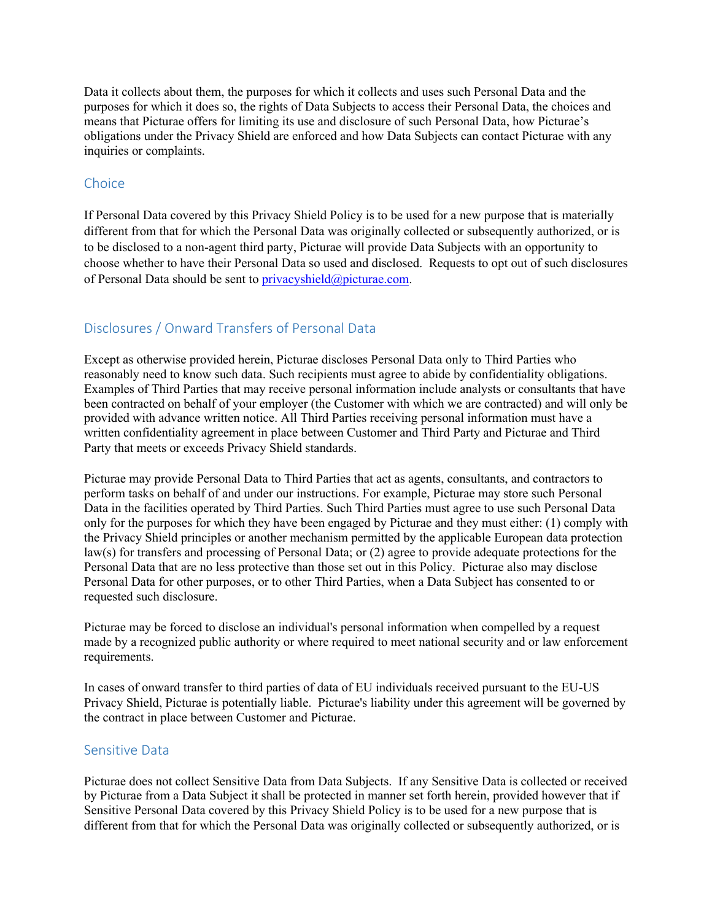Data it collects about them, the purposes for which it collects and uses such Personal Data and the purposes for which it does so, the rights of Data Subjects to access their Personal Data, the choices and means that Picturae offers for limiting its use and disclosure of such Personal Data, how Picturae's obligations under the Privacy Shield are enforced and how Data Subjects can contact Picturae with any inquiries or complaints.

## Choice

If Personal Data covered by this Privacy Shield Policy is to be used for a new purpose that is materially different from that for which the Personal Data was originally collected or subsequently authorized, or is to be disclosed to a non-agent third party, Picturae will provide Data Subjects with an opportunity to choose whether to have their Personal Data so used and disclosed. Requests to opt out of such disclosures of Personal Data should be sent to privacyshield@picturae.com.

## Disclosures / Onward Transfers of Personal Data

Except as otherwise provided herein, Picturae discloses Personal Data only to Third Parties who reasonably need to know such data. Such recipients must agree to abide by confidentiality obligations. Examples of Third Parties that may receive personal information include analysts or consultants that have been contracted on behalf of your employer (the Customer with which we are contracted) and will only be provided with advance written notice. All Third Parties receiving personal information must have a written confidentiality agreement in place between Customer and Third Party and Picturae and Third Party that meets or exceeds Privacy Shield standards.

Picturae may provide Personal Data to Third Parties that act as agents, consultants, and contractors to perform tasks on behalf of and under our instructions. For example, Picturae may store such Personal Data in the facilities operated by Third Parties. Such Third Parties must agree to use such Personal Data only for the purposes for which they have been engaged by Picturae and they must either: (1) comply with the Privacy Shield principles or another mechanism permitted by the applicable European data protection law(s) for transfers and processing of Personal Data; or (2) agree to provide adequate protections for the Personal Data that are no less protective than those set out in this Policy. Picturae also may disclose Personal Data for other purposes, or to other Third Parties, when a Data Subject has consented to or requested such disclosure.

Picturae may be forced to disclose an individual's personal information when compelled by a request made by a recognized public authority or where required to meet national security and or law enforcement requirements.

In cases of onward transfer to third parties of data of EU individuals received pursuant to the EU-US Privacy Shield, Picturae is potentially liable. Picturae's liability under this agreement will be governed by the contract in place between Customer and Picturae.

## Sensitive Data

Picturae does not collect Sensitive Data from Data Subjects. If any Sensitive Data is collected or received by Picturae from a Data Subject it shall be protected in manner set forth herein, provided however that if Sensitive Personal Data covered by this Privacy Shield Policy is to be used for a new purpose that is different from that for which the Personal Data was originally collected or subsequently authorized, or is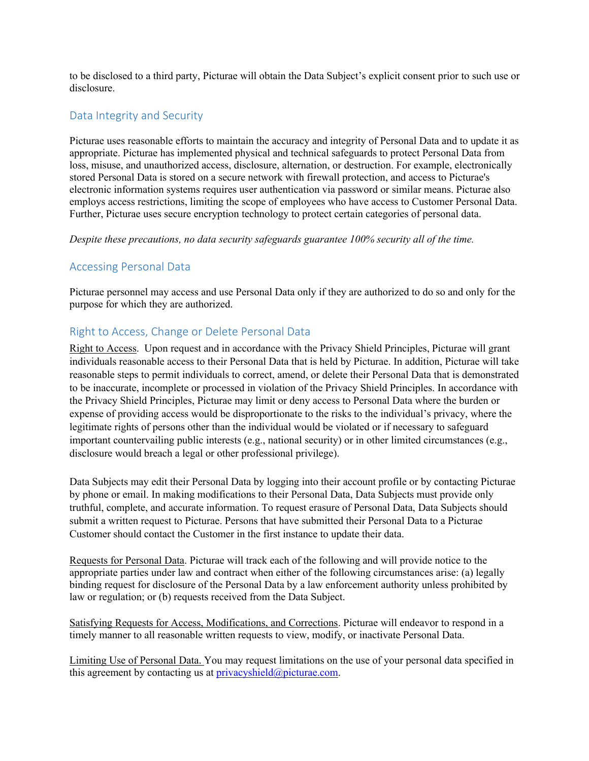to be disclosed to a third party, Picturae will obtain the Data Subject's explicit consent prior to such use or disclosure.

## Data Integrity and Security

Picturae uses reasonable efforts to maintain the accuracy and integrity of Personal Data and to update it as appropriate. Picturae has implemented physical and technical safeguards to protect Personal Data from loss, misuse, and unauthorized access, disclosure, alternation, or destruction. For example, electronically stored Personal Data is stored on a secure network with firewall protection, and access to Picturae's electronic information systems requires user authentication via password or similar means. Picturae also employs access restrictions, limiting the scope of employees who have access to Customer Personal Data. Further, Picturae uses secure encryption technology to protect certain categories of personal data.

*Despite these precautions, no data security safeguards guarantee 100% security all of the time.*

## Accessing Personal Data

Picturae personnel may access and use Personal Data only if they are authorized to do so and only for the purpose for which they are authorized.

## Right to Access, Change or Delete Personal Data

Right to Access. Upon request and in accordance with the Privacy Shield Principles, Picturae will grant individuals reasonable access to their Personal Data that is held by Picturae. In addition, Picturae will take reasonable steps to permit individuals to correct, amend, or delete their Personal Data that is demonstrated to be inaccurate, incomplete or processed in violation of the Privacy Shield Principles. In accordance with the Privacy Shield Principles, Picturae may limit or deny access to Personal Data where the burden or expense of providing access would be disproportionate to the risks to the individual's privacy, where the legitimate rights of persons other than the individual would be violated or if necessary to safeguard important countervailing public interests (e.g., national security) or in other limited circumstances (e.g., disclosure would breach a legal or other professional privilege).

Data Subjects may edit their Personal Data by logging into their account profile or by contacting Picturae by phone or email. In making modifications to their Personal Data, Data Subjects must provide only truthful, complete, and accurate information. To request erasure of Personal Data, Data Subjects should submit a written request to Picturae. Persons that have submitted their Personal Data to a Picturae Customer should contact the Customer in the first instance to update their data.

Requests for Personal Data. Picturae will track each of the following and will provide notice to the appropriate parties under law and contract when either of the following circumstances arise: (a) legally binding request for disclosure of the Personal Data by a law enforcement authority unless prohibited by law or regulation; or (b) requests received from the Data Subject.

Satisfying Requests for Access, Modifications, and Corrections. Picturae will endeavor to respond in a timely manner to all reasonable written requests to view, modify, or inactivate Personal Data.

Limiting Use of Personal Data. You may request limitations on the use of your personal data specified in this agreement by contacting us at privacyshield@picturae.com.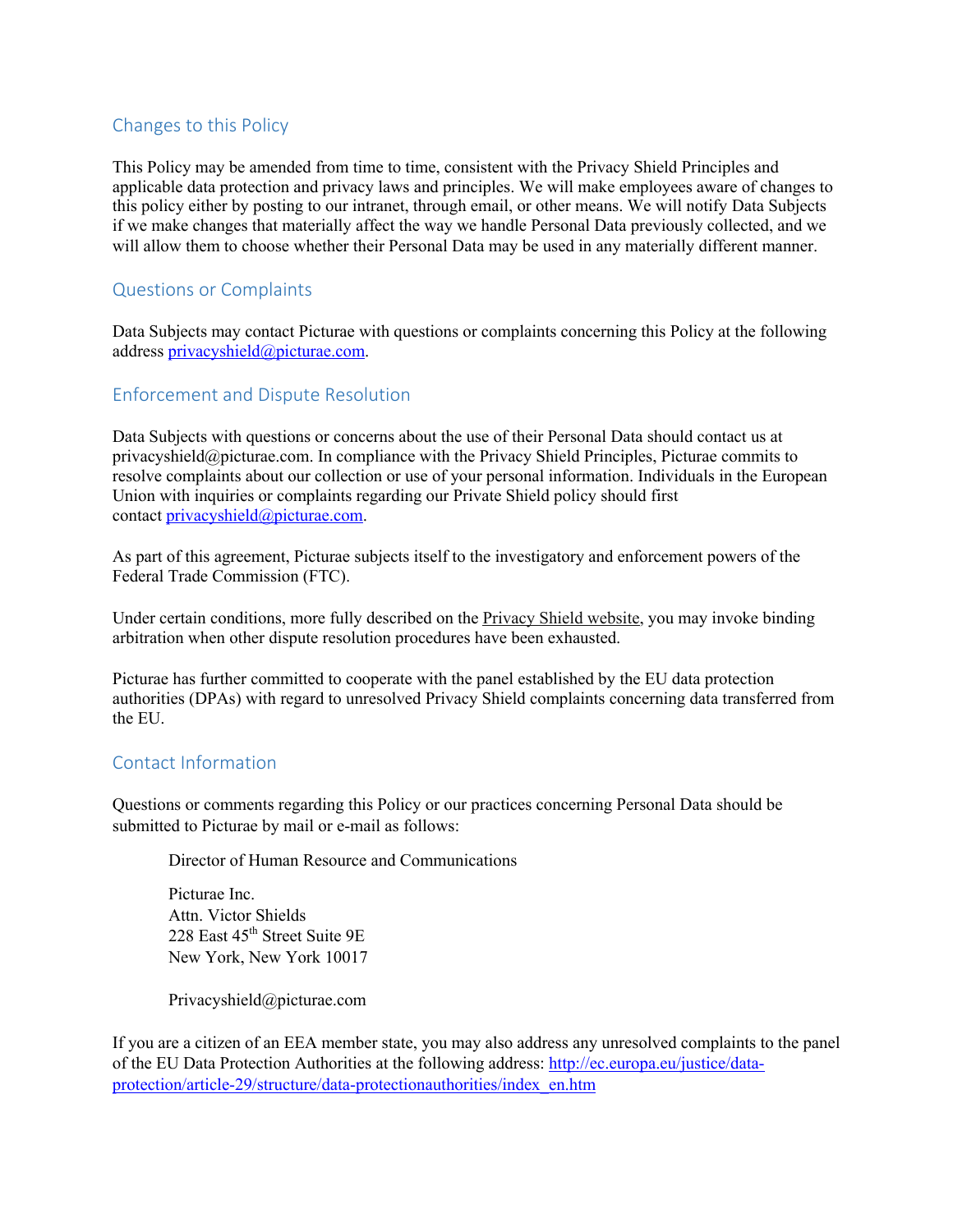## Changes to this Policy

This Policy may be amended from time to time, consistent with the Privacy Shield Principles and applicable data protection and privacy laws and principles. We will make employees aware of changes to this policy either by posting to our intranet, through email, or other means. We will notify Data Subjects if we make changes that materially affect the way we handle Personal Data previously collected, and we will allow them to choose whether their Personal Data may be used in any materially different manner.

## Questions or Complaints

Data Subjects may contact Picturae with questions or complaints concerning this Policy at the following address privacyshield@picturae.com.

## Enforcement and Dispute Resolution

Data Subjects with questions or concerns about the use of their Personal Data should contact us at privacyshield@picturae.com. In compliance with the Privacy Shield Principles, Picturae commits to resolve complaints about our collection or use of your personal information. Individuals in the European Union with inquiries or complaints regarding our Private Shield policy should first contact privacyshield@picturae.com.

As part of this agreement, Picturae subjects itself to the investigatory and enforcement powers of the Federal Trade Commission (FTC).

Under certain conditions, more fully described on the Privacy Shield website, you may invoke binding arbitration when other dispute resolution procedures have been exhausted.

Picturae has further committed to cooperate with the panel established by the EU data protection authorities (DPAs) with regard to unresolved Privacy Shield complaints concerning data transferred from the EU.

## Contact Information

Questions or comments regarding this Policy or our practices concerning Personal Data should be submitted to Picturae by mail or e-mail as follows:

Director of Human Resource and Communications

Picturae Inc.
Attn. Victor Shields
228 East 45th Street Suite 9E
New York, New York 10017

Privacyshield@picturae.com

If you are a citizen of an EEA member state, you may also address any unresolved complaints to the panel of the EU Data Protection Authorities at the following address: http://ec.europa.eu/justice/data-protection/article-29/structure/data-protectionauthorities/index_en.htm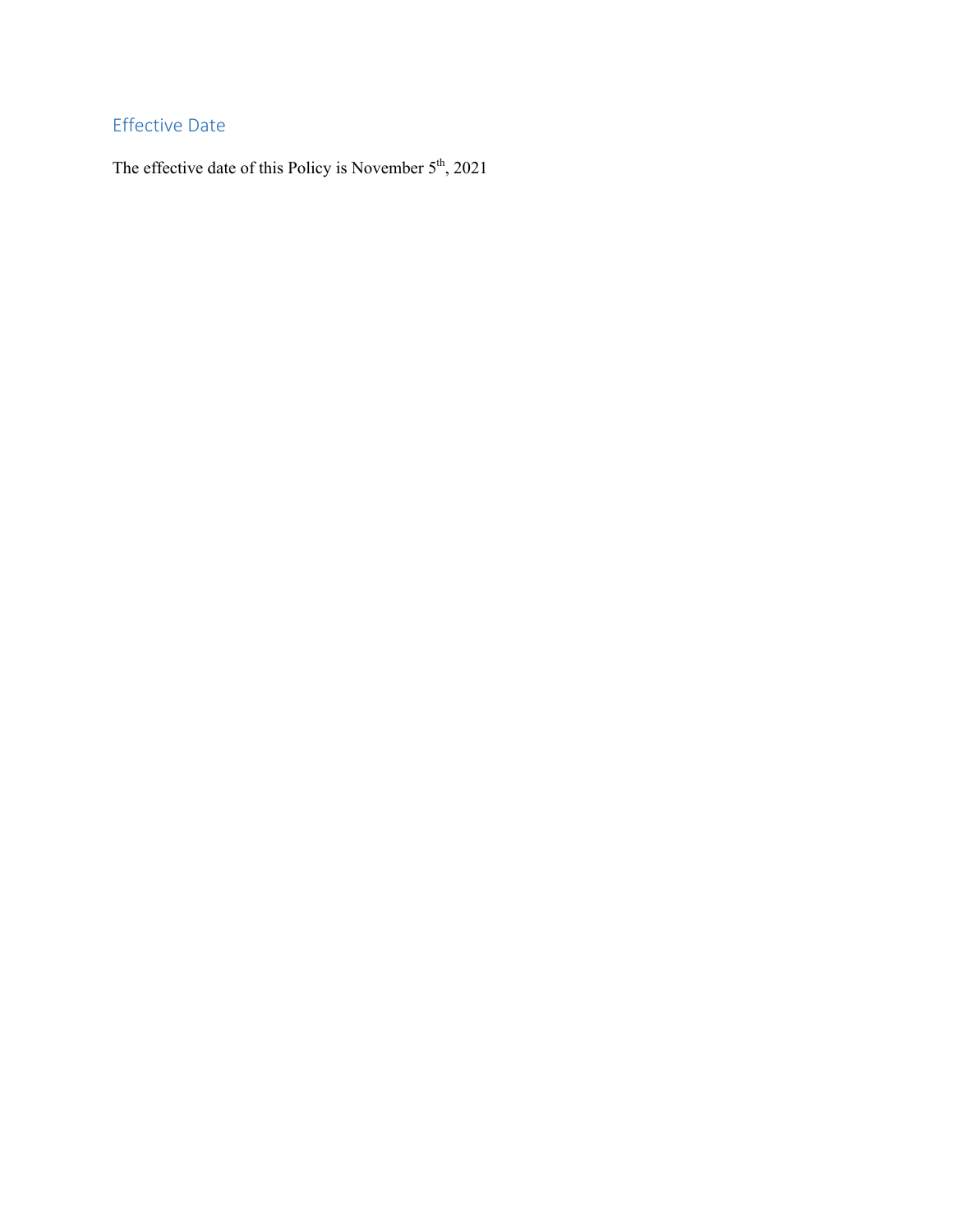## Effective Date

The effective date of this Policy is November 5th, 2021